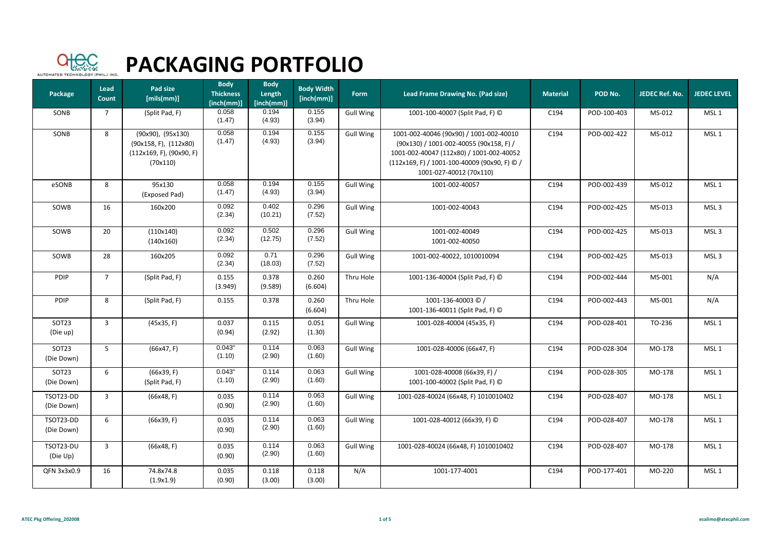# PACKAGING PORTFOLIO

| Package | Lead Count | Pad size [mils(mm)] | Body Thickness [inch(mm)] | Body Length [inch(mm)] | Body Width [inch(mm)] | Form | Lead Frame Drawing No. (Pad size) | Material | POD No. | JEDEC Ref. No. | JEDEC LEVEL |
|---|---|---|---|---|---|---|---|---|---|---|---|
| SONB | 7 | (Split Pad, F) | 0.058 (1.47) | 0.194 (4.93) | 0.155 (3.94) | Gull Wing | 1001-100-40007 (Split Pad, F) © | C194 | POD-100-403 | MS-012 | MSL 1 |
| SONB | 8 | (90x90), (95x130) (90x158, F), (112x80) (112x169, F), (90x90, F) (70x110) | 0.058 (1.47) | 0.194 (4.93) | 0.155 (3.94) | Gull Wing | 1001-002-40046 (90x90) / 1001-002-40010 (90x130) / 1001-002-40055 (90x158, F) / 1001-002-40047 (112x80) / 1001-002-40052 (112x169, F) / 1001-100-40009 (90x90, F) © / 1001-027-40012 (70x110) | C194 | POD-002-422 | MS-012 | MSL 1 |
| eSONB | 8 | 95x130 (Exposed Pad) | 0.058 (1.47) | 0.194 (4.93) | 0.155 (3.94) | Gull Wing | 1001-002-40057 | C194 | POD-002-439 | MS-012 | MSL 1 |
| SOWB | 16 | 160x200 | 0.092 (2.34) | 0.402 (10.21) | 0.296 (7.52) | Gull Wing | 1001-002-40043 | C194 | POD-002-425 | MS-013 | MSL 3 |
| SOWB | 20 | (110x140) (140x160) | 0.092 (2.34) | 0.502 (12.75) | 0.296 (7.52) | Gull Wing | 1001-002-40049 1001-002-40050 | C194 | POD-002-425 | MS-013 | MSL 3 |
| SOWB | 28 | 160x205 | 0.092 (2.34) | 0.71 (18.03) | 0.296 (7.52) | Gull Wing | 1001-002-40022, 1010010094 | C194 | POD-002-425 | MS-013 | MSL 3 |
| PDIP | 7 | (Split Pad, F) | 0.155 (3.949) | 0.378 (9.589) | 0.260 (6.604) | Thru Hole | 1001-136-40004 (Split Pad, F) © | C194 | POD-002-444 | MS-001 | N/A |
| PDIP | 8 | (Split Pad, F) | 0.155 | 0.378 | 0.260 (6.604) | Thru Hole | 1001-136-40003 © / 1001-136-40011 (Split Pad, F) © | C194 | POD-002-443 | MS-001 | N/A |
| SOT23 (Die up) | 3 | (45x35, F) | 0.037 (0.94) | 0.115 (2.92) | 0.051 (1.30) | Gull Wing | 1001-028-40004 (45x35, F) | C194 | POD-028-401 | TO-236 | MSL 1 |
| SOT23 (Die Down) | 5 | (66x47, F) | 0.043" (1.10) | 0.114 (2.90) | 0.063 (1.60) | Gull Wing | 1001-028-40006 (66x47, F) | C194 | POD-028-304 | MO-178 | MSL 1 |
| SOT23 (Die Down) | 6 | (66x39, F) (Split Pad, F) | 0.043" (1.10) | 0.114 (2.90) | 0.063 (1.60) | Gull Wing | 1001-028-40008 (66x39, F) / 1001-100-40002 (Split Pad, F) © | C194 | POD-028-305 | MO-178 | MSL 1 |
| TSOT23-DD (Die Down) | 3 | (66x48, F) | 0.035 (0.90) | 0.114 (2.90) | 0.063 (1.60) | Gull Wing | 1001-028-40024 (66x48, F) 1010010402 | C194 | POD-028-407 | MO-178 | MSL 1 |
| TSOT23-DD (Die Down) | 6 | (66x39, F) | 0.035 (0.90) | 0.114 (2.90) | 0.063 (1.60) | Gull Wing | 1001-028-40012 (66x39, F) © | C194 | POD-028-407 | MO-178 | MSL 1 |
| TSOT23-DU (Die Up) | 3 | (66x48, F) | 0.035 (0.90) | 0.114 (2.90) | 0.063 (1.60) | Gull Wing | 1001-028-40024 (66x48, F) 1010010402 | C194 | POD-028-407 | MO-178 | MSL 1 |
| QFN 3x3x0.9 | 16 | 74.8x74.8 (1.9x1.9) | 0.035 (0.90) | 0.118 (3.00) | 0.118 (3.00) | N/A | 1001-177-4001 | C194 | POD-177-401 | MO-220 | MSL 1 |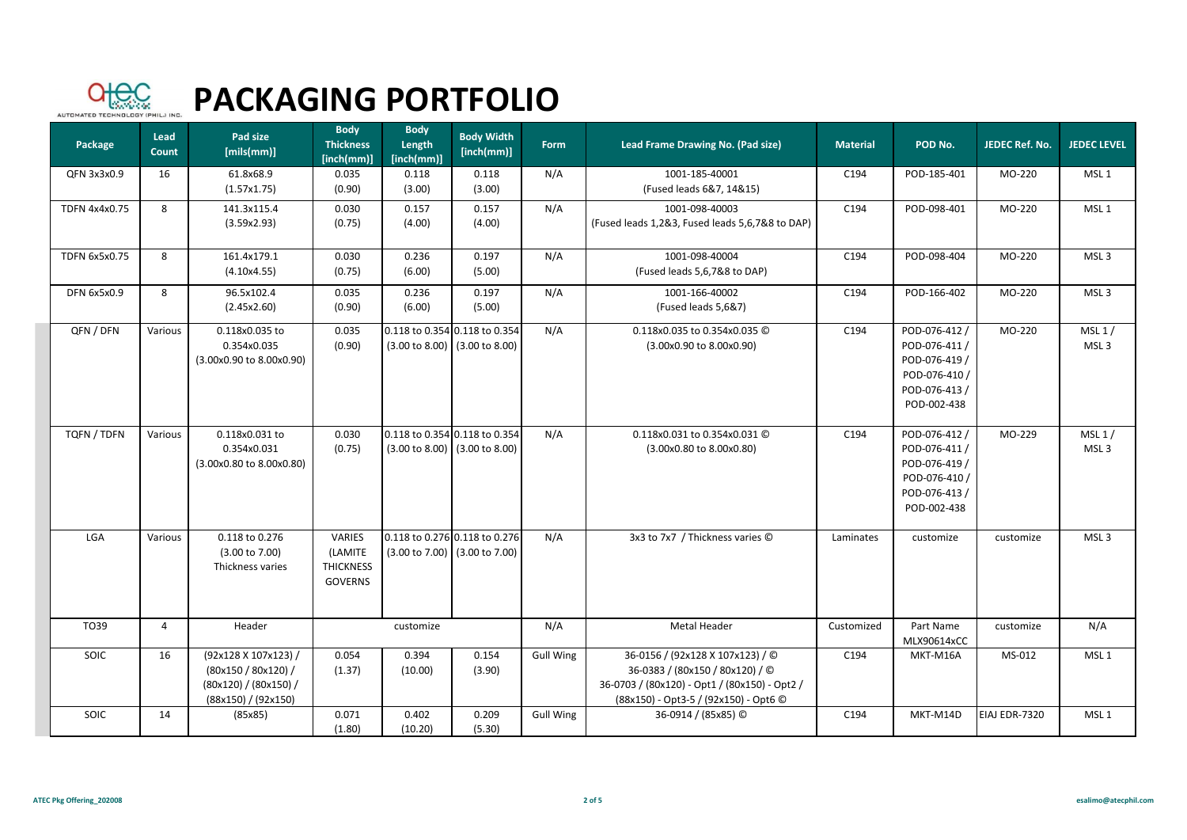# PACKAGING PORTFOLIO

| Package | Lead Count | Pad size [mils(mm)] | Body Thickness [inch(mm)] | Body Length [inch(mm)] | Body Width [inch(mm)] | Form | Lead Frame Drawing No. (Pad size) | Material | POD No. | JEDEC Ref. No. | JEDEC LEVEL |
|---|---|---|---|---|---|---|---|---|---|---|---|
| QFN 3x3x0.9 | 16 | 61.8x68.9 (1.57x1.75) | 0.035 (0.90) | 0.118 (3.00) | 0.118 (3.00) | N/A | 1001-185-40001 (Fused leads 6&7, 14&15) | C194 | POD-185-401 | MO-220 | MSL 1 |
| TDFN 4x4x0.75 | 8 | 141.3x115.4 (3.59x2.93) | 0.030 (0.75) | 0.157 (4.00) | 0.157 (4.00) | N/A | 1001-098-40003 (Fused leads 1,2&3, Fused leads 5,6,7&8 to DAP) | C194 | POD-098-401 | MO-220 | MSL 1 |
| TDFN 6x5x0.75 | 8 | 161.4x179.1 (4.10x4.55) | 0.030 (0.75) | 0.236 (6.00) | 0.197 (5.00) | N/A | 1001-098-40004 (Fused leads 5,6,7&8 to DAP) | C194 | POD-098-404 | MO-220 | MSL 3 |
| DFN 6x5x0.9 | 8 | 96.5x102.4 (2.45x2.60) | 0.035 (0.90) | 0.236 (6.00) | 0.197 (5.00) | N/A | 1001-166-40002 (Fused leads 5,6&7) | C194 | POD-166-402 | MO-220 | MSL 3 |
| QFN / DFN | Various | 0.118x0.035 to 0.354x0.035 (3.00x0.90 to 8.00x0.90) | 0.035 (0.90) | 0.118 to 0.354 (3.00 to 8.00) | 0.118 to 0.354 (3.00 to 8.00) | N/A | 0.118x0.035 to 0.354x0.035 © (3.00x0.90 to 8.00x0.90) | C194 | POD-076-412 / POD-076-411 / POD-076-419 / POD-076-410 / POD-076-413 / POD-002-438 | MO-220 | MSL 1 / MSL 3 |
| TQFN / TDFN | Various | 0.118x0.031 to 0.354x0.031 (3.00x0.80 to 8.00x0.80) | 0.030 (0.75) | 0.118 to 0.354 (3.00 to 8.00) | 0.118 to 0.354 (3.00 to 8.00) | N/A | 0.118x0.031 to 0.354x0.031 © (3.00x0.80 to 8.00x0.80) | C194 | POD-076-412 / POD-076-411 / POD-076-419 / POD-076-410 / POD-076-413 / POD-002-438 | MO-229 | MSL 1 / MSL 3 |
| LGA | Various | 0.118 to 0.276 (3.00 to 7.00) Thickness varies | VARIES (LAMITE THICKNESS GOVERNS | 0.118 to 0.276 (3.00 to 7.00) | 0.118 to 0.276 (3.00 to 7.00) | N/A | 3x3 to 7x7 / Thickness varies © | Laminates | customize | customize | MSL 3 |
| TO39 | 4 | Header | customize | | | N/A | Metal Header | Customized | Part Name MLX90614xCC | customize | N/A |
| SOIC | 16 | (92x128 X 107x123) / (80x150 / 80x120) / (80x120) / (80x150) / (88x150) / (92x150) | 0.054 (1.37) | 0.394 (10.00) | 0.154 (3.90) | Gull Wing | 36-0156 / (92x128 X 107x123) / © 36-0383 / (80x150 / 80x120) / © 36-0703 / (80x120) - Opt1 / (80x150) - Opt2 / (88x150) - Opt3-5 / (92x150) - Opt6 © | C194 | MKT-M16A | MS-012 | MSL 1 |
| SOIC | 14 | (85x85) | 0.071 (1.80) | 0.402 (10.20) | 0.209 (5.30) | Gull Wing | 36-0914 / (85x85) © | C194 | MKT-M14D | EIAJ EDR-7320 | MSL 1 |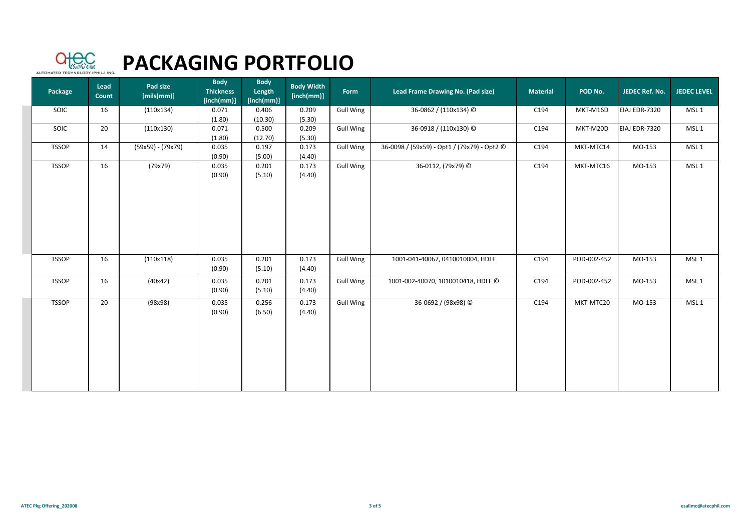# PACKAGING PORTFOLIO

| Package | Lead Count | Pad size [mils(mm)] | Body Thickness [inch(mm)] | Body Length [inch(mm)] | Body Width [inch(mm)] | Form | Lead Frame Drawing No. (Pad size) | Material | POD No. | JEDEC Ref. No. | JEDEC LEVEL |
|---|---|---|---|---|---|---|---|---|---|---|---|
| SOIC | 16 | (110x134) | 0.071 (1.80) | 0.406 (10.30) | 0.209 (5.30) | Gull Wing | 36-0862 / (110x134) © | C194 | MKT-M16D | EIAJ EDR-7320 | MSL 1 |
| SOIC | 20 | (110x130) | 0.071 (1.80) | 0.500 (12.70) | 0.209 (5.30) | Gull Wing | 36-0918 / (110x130) © | C194 | MKT-M20D | EIAJ EDR-7320 | MSL 1 |
| TSSOP | 14 | (59x59) - (79x79) | 0.035 (0.90) | 0.197 (5.00) | 0.173 (4.40) | Gull Wing | 36-0098 / (59x59) - Opt1 / (79x79) - Opt2 © | C194 | MKT-MTC14 | MO-153 | MSL 1 |
| TSSOP | 16 | (79x79) | 0.035 (0.90) | 0.201 (5.10) | 0.173 (4.40) | Gull Wing | 36-0112, (79x79) © | C194 | MKT-MTC16 | MO-153 | MSL 1 |
| TSSOP | 16 | (110x118) | 0.035 (0.90) | 0.201 (5.10) | 0.173 (4.40) | Gull Wing | 1001-041-40067, 0410010004, HDLF | C194 | POD-002-452 | MO-153 | MSL 1 |
| TSSOP | 16 | (40x42) | 0.035 (0.90) | 0.201 (5.10) | 0.173 (4.40) | Gull Wing | 1001-002-40070, 1010010418, HDLF © | C194 | POD-002-452 | MO-153 | MSL 1 |
| TSSOP | 20 | (98x98) | 0.035 (0.90) | 0.256 (6.50) | 0.173 (4.40) | Gull Wing | 36-0692 / (98x98) © | C194 | MKT-MTC20 | MO-153 | MSL 1 |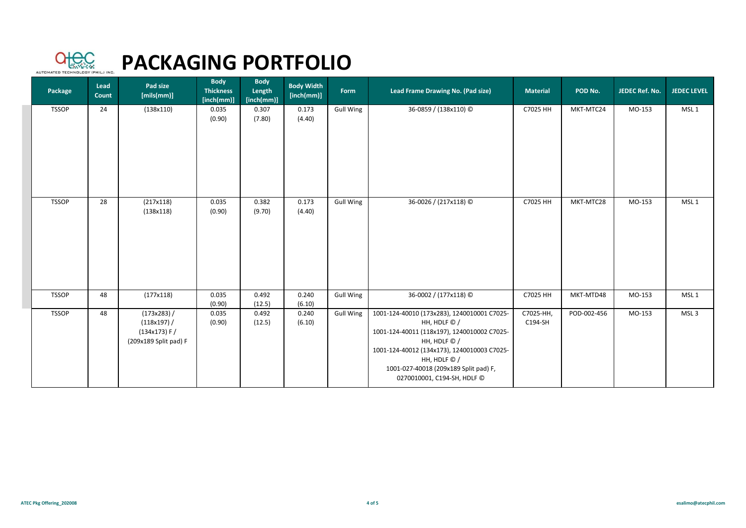# PACKAGING PORTFOLIO

| Package | Lead Count | Pad size [mils(mm)] | Body Thickness [inch(mm)] | Body Length [inch(mm)] | Body Width [inch(mm)] | Form | Lead Frame Drawing No. (Pad size) | Material | POD No. | JEDEC Ref. No. | JEDEC LEVEL |
|---|---|---|---|---|---|---|---|---|---|---|---|
| TSSOP | 24 | (138x110) | 0.035 (0.90) | 0.307 (7.80) | 0.173 (4.40) | Gull Wing | 36-0859 / (138x110) © | C7025 HH | MKT-MTC24 | MO-153 | MSL 1 |
| TSSOP | 28 | (217x118) (138x118) | 0.035 (0.90) | 0.382 (9.70) | 0.173 (4.40) | Gull Wing | 36-0026 / (217x118) © | C7025 HH | MKT-MTC28 | MO-153 | MSL 1 |
| TSSOP | 48 | (177x118) | 0.035 (0.90) | 0.492 (12.5) | 0.240 (6.10) | Gull Wing | 36-0002 / (177x118) © | C7025 HH | MKT-MTD48 | MO-153 | MSL 1 |
| TSSOP | 48 | (173x283) / (118x197) / (134x173) F / (209x189 Split pad) F | 0.035 (0.90) | 0.492 (12.5) | 0.240 (6.10) | Gull Wing | 1001-124-40010 (173x283), 1240010001 C7025-HH, HDLF © / 1001-124-40011 (118x197), 1240010002 C7025-HH, HDLF © / 1001-124-40012 (134x173), 1240010003 C7025-HH, HDLF © / 1001-027-40018 (209x189 Split pad) F, 0270010001, C194-SH, HDLF © | C7025-HH, C194-SH | POD-002-456 | MO-153 | MSL 3 |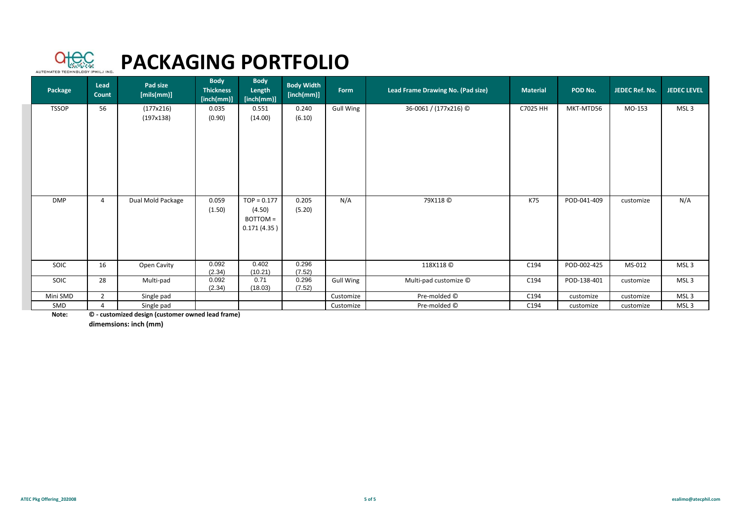# PACKAGING PORTFOLIO

| Package | Lead Count | Pad size [mils(mm)] | Body Thickness [inch(mm)] | Body Length [inch(mm)] | Body Width [inch(mm)] | Form | Lead Frame Drawing No. (Pad size) | Material | POD No. | JEDEC Ref. No. | JEDEC LEVEL |
|---|---|---|---|---|---|---|---|---|---|---|---|
| TSSOP | 56 | (177x216) (197x138) | 0.035 (0.90) | 0.551 (14.00) | 0.240 (6.10) | Gull Wing | 36-0061 / (177x216) © | C7025 HH | MKT-MTD56 | MO-153 | MSL 3 |
| DMP | 4 | Dual Mold Package | 0.059 (1.50) | TOP = 0.177 (4.50) BOTTOM = 0.171 (4.35 ) | 0.205 (5.20) | N/A | 79X118 © | K75 | POD-041-409 | customize | N/A |
| SOIC | 16 | Open Cavity | 0.092 (2.34) | 0.402 (10.21) | 0.296 (7.52) | | 118X118 © | C194 | POD-002-425 | MS-012 | MSL 3 |
| SOIC | 28 | Multi-pad | 0.092 (2.34) | 0.71 (18.03) | 0.296 (7.52) | Gull Wing | Multi-pad customize © | C194 | POD-138-401 | customize | MSL 3 |
| Mini SMD | 2 | Single pad | | | | Customize | Pre-molded © | C194 | customize | customize | MSL 3 |
| SMD | 4 | Single pad | | | | Customize | Pre-molded © | C194 | customize | customize | MSL 3 |

**Note:** **© - customized design (customer owned lead frame)**

**dimemsions: inch (mm)**